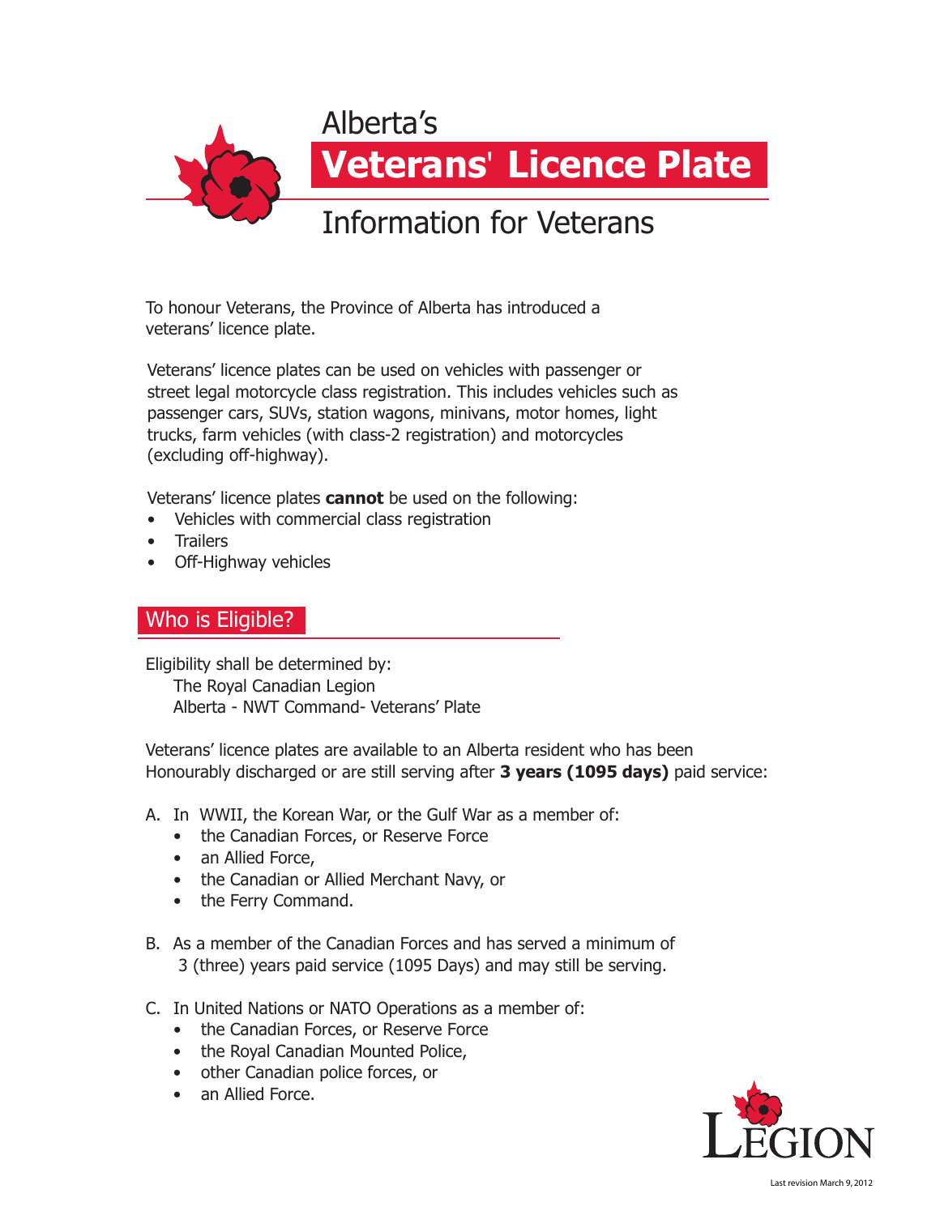# Alberta's

# Veterans' Licence Plate

## Information for Veterans

To honour Veterans, the Province of Alberta has introduced a veterans' licence plate.

Veterans' licence plates can be used on vehicles with passenger or street legal motorcycle class registration. This includes vehicles such as passenger cars, SUVs, station wagons, minivans, motor homes, light trucks, farm vehicles (with class-2 registration) and motorcycles (excluding off-highway).

Veterans' licence plates **cannot** be used on the following:

- Vehicles with commercial class registration
- Trailers
- Off-Highway vehicles

## Who is Eligible?

Eligibility shall be determined by:
The Royal Canadian Legion
Alberta - NWT Command- Veterans' Plate

Veterans' licence plates are available to an Alberta resident who has been Honourably discharged or are still serving after **3 years (1095 days)** paid service:

A. In WWII, the Korean War, or the Gulf War as a member of:
   - the Canadian Forces, or Reserve Force
   - an Allied Force,
   - the Canadian or Allied Merchant Navy, or
   - the Ferry Command.

B. As a member of the Canadian Forces and has served a minimum of 3 (three) years paid service (1095 Days) and may still be serving.

C. In United Nations or NATO Operations as a member of:
   - the Canadian Forces, or Reserve Force
   - the Royal Canadian Mounted Police,
   - other Canadian police forces, or
   - an Allied Force.

Last revision March 9, 2012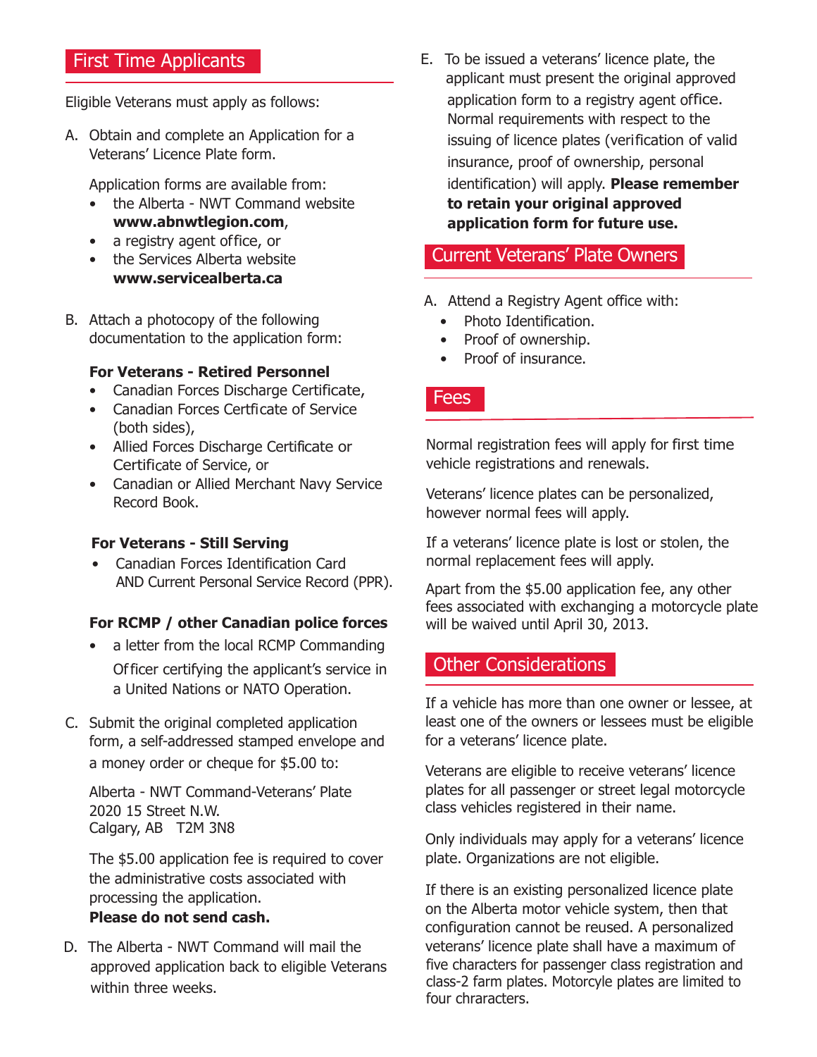## First Time Applicants

Eligible Veterans must apply as follows:

A. Obtain and complete an Application for a Veterans' Licence Plate form.

   Application forms are available from:
   - the Alberta - NWT Command website **www.abnwtlegion.com**,
   - a registry agent office, or
   - the Services Alberta website **www.servicealberta.ca**

B. Attach a photocopy of the following documentation to the application form:

   **For Veterans - Retired Personnel**
   - Canadian Forces Discharge Certificate,
   - Canadian Forces Certficate of Service (both sides),
   - Allied Forces Discharge Certificate or Certificate of Service, or
   - Canadian or Allied Merchant Navy Service Record Book.

   **For Veterans - Still Serving**
   - Canadian Forces Identification Card AND Current Personal Service Record (PPR).

   **For RCMP / other Canadian police forces**
   - a letter from the local RCMP Commanding Officer certifying the applicant's service in a United Nations or NATO Operation.

C. Submit the original completed application form, a self-addressed stamped envelope and a money order or cheque for $5.00 to:

   Alberta - NWT Command-Veterans' Plate
   2020 15 Street N.W.
   Calgary, AB T2M 3N8

   The $5.00 application fee is required to cover the administrative costs associated with processing the application.
   **Please do not send cash.**

D. The Alberta - NWT Command will mail the approved application back to eligible Veterans within three weeks.

E. To be issued a veterans' licence plate, the applicant must present the original approved application form to a registry agent office. Normal requirements with respect to the issuing of licence plates (verification of valid insurance, proof of ownership, personal identification) will apply. **Please remember to retain your original approved application form for future use.**

## Current Veterans' Plate Owners

A. Attend a Registry Agent office with:
   - Photo Identification.
   - Proof of ownership.
   - Proof of insurance.

## Fees

Normal registration fees will apply for first time vehicle registrations and renewals.

Veterans' licence plates can be personalized, however normal fees will apply.

If a veterans' licence plate is lost or stolen, the normal replacement fees will apply.

Apart from the $5.00 application fee, any other fees associated with exchanging a motorcycle plate will be waived until April 30, 2013.

## Other Considerations

If a vehicle has more than one owner or lessee, at least one of the owners or lessees must be eligible for a veterans' licence plate.

Veterans are eligible to receive veterans' licence plates for all passenger or street legal motorcycle class vehicles registered in their name.

Only individuals may apply for a veterans' licence plate. Organizations are not eligible.

If there is an existing personalized licence plate on the Alberta motor vehicle system, then that configuration cannot be reused. A personalized veterans' licence plate shall have a maximum of five characters for passenger class registration and class-2 farm plates. Motorcyle plates are limited to four chraracters.